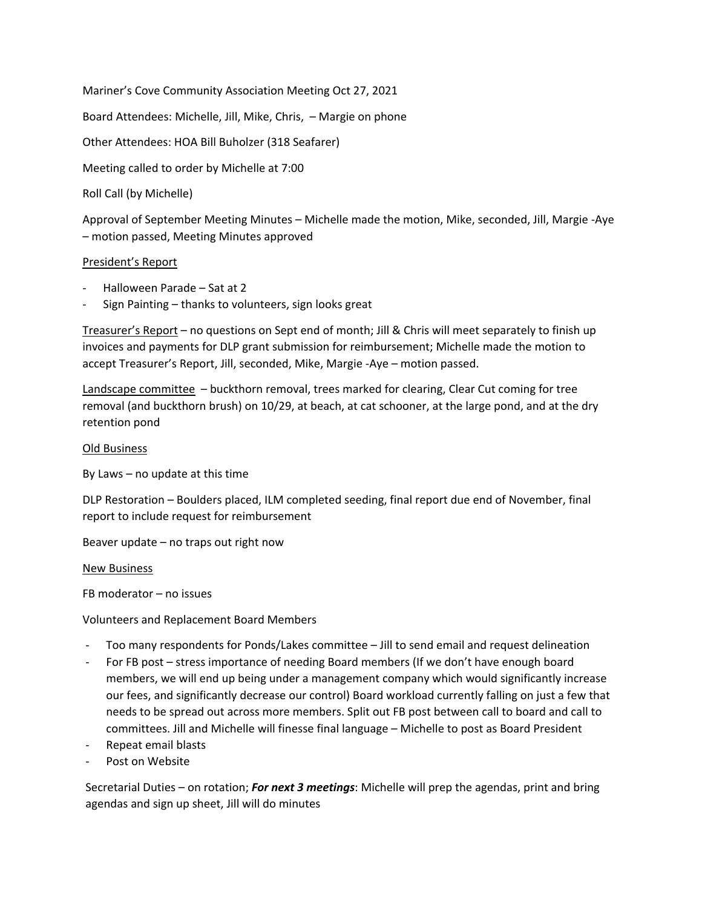Mariner's Cove Community Association Meeting Oct 27, 2021

Board Attendees: Michelle, Jill, Mike, Chris, – Margie on phone

Other Attendees: HOA Bill Buholzer (318 Seafarer)

Meeting called to order by Michelle at 7:00

Roll Call (by Michelle)

Approval of September Meeting Minutes – Michelle made the motion, Mike, seconded, Jill, Margie -Aye – motion passed, Meeting Minutes approved

<u>President's Report</u>

- Halloween Parade – Sat at 2
- Sign Painting – thanks to volunteers, sign looks great

<u>Treasurer's Report</u> – no questions on Sept end of month; Jill & Chris will meet separately to finish up invoices and payments for DLP grant submission for reimbursement; Michelle made the motion to accept Treasurer's Report, Jill, seconded, Mike, Margie -Aye – motion passed.

<u>Landscape committee</u> – buckthorn removal, trees marked for clearing, Clear Cut coming for tree removal (and buckthorn brush) on 10/29, at beach, at cat schooner, at the large pond, and at the dry retention pond

<u>Old Business</u>

By Laws – no update at this time

DLP Restoration – Boulders placed, ILM completed seeding, final report due end of November, final report to include request for reimbursement

Beaver update – no traps out right now

<u>New Business</u>

FB moderator – no issues

Volunteers and Replacement Board Members

- Too many respondents for Ponds/Lakes committee – Jill to send email and request delineation
- For FB post – stress importance of needing Board members (If we don't have enough board members, we will end up being under a management company which would significantly increase our fees, and significantly decrease our control) Board workload currently falling on just a few that needs to be spread out across more members. Split out FB post between call to board and call to committees. Jill and Michelle will finesse final language – Michelle to post as Board President
- Repeat email blasts
- Post on Website

Secretarial Duties – on rotation; ***For next 3 meetings***: Michelle will prep the agendas, print and bring agendas and sign up sheet, Jill will do minutes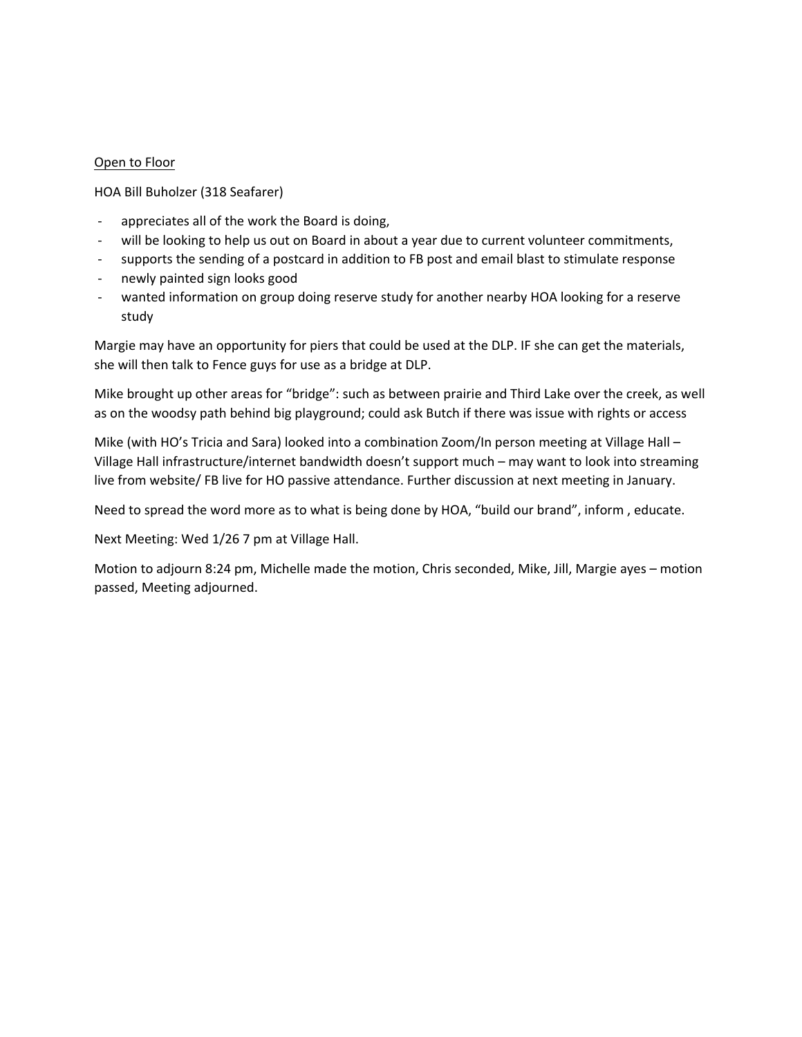Open to Floor

HOA Bill Buholzer (318 Seafarer)

- appreciates all of the work the Board is doing,
- will be looking to help us out on Board in about a year due to current volunteer commitments,
- supports the sending of a postcard in addition to FB post and email blast to stimulate response
- newly painted sign looks good
- wanted information on group doing reserve study for another nearby HOA looking for a reserve study

Margie may have an opportunity for piers that could be used at the DLP. IF she can get the materials, she will then talk to Fence guys for use as a bridge at DLP.

Mike brought up other areas for "bridge": such as between prairie and Third Lake over the creek, as well as on the woodsy path behind big playground; could ask Butch if there was issue with rights or access

Mike (with HO's Tricia and Sara) looked into a combination Zoom/In person meeting at Village Hall – Village Hall infrastructure/internet bandwidth doesn't support much – may want to look into streaming live from website/ FB live for HO passive attendance. Further discussion at next meeting in January.

Need to spread the word more as to what is being done by HOA, "build our brand", inform , educate.

Next Meeting: Wed 1/26 7 pm at Village Hall.

Motion to adjourn 8:24 pm, Michelle made the motion, Chris seconded, Mike, Jill, Margie ayes – motion passed, Meeting adjourned.